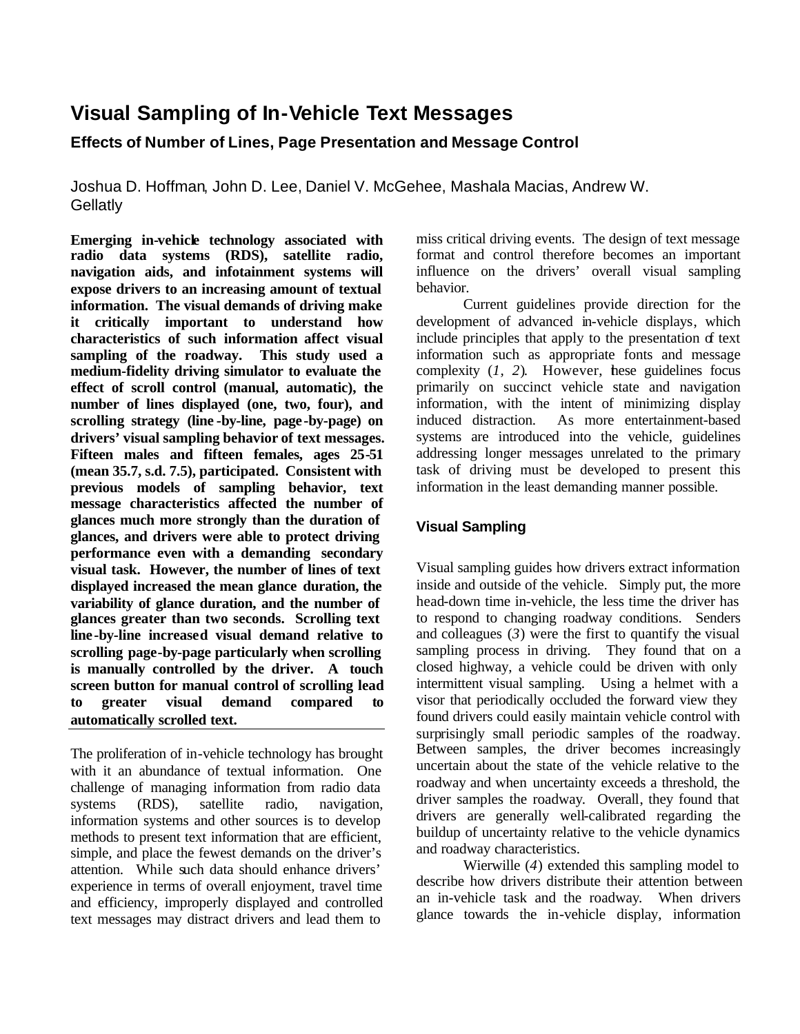# Visual Sampling of In-Vehicle Text Messages

## Effects of Number of Lines, Page Presentation and Message Control

Joshua D. Hoffman, John D. Lee, Daniel V. McGehee, Mashala Macias, Andrew W. Gellatly

**Emerging in-vehicle technology associated with radio data systems (RDS), satellite radio, navigation aids, and infotainment systems will expose drivers to an increasing amount of textual information. The visual demands of driving make it critically important to understand how characteristics of such information affect visual sampling of the roadway. This study used a medium-fidelity driving simulator to evaluate the effect of scroll control (manual, automatic), the number of lines displayed (one, two, four), and scrolling strategy (line-by-line, page-by-page) on drivers' visual sampling behavior of text messages. Fifteen males and fifteen females, ages 25-51 (mean 35.7, s.d. 7.5), participated. Consistent with previous models of sampling behavior, text message characteristics affected the number of glances much more strongly than the duration of glances, and drivers were able to protect driving performance even with a demanding secondary visual task. However, the number of lines of text displayed increased the mean glance duration, the variability of glance duration, and the number of glances greater than two seconds. Scrolling text line-by-line increased visual demand relative to scrolling page-by-page particularly when scrolling is manually controlled by the driver. A touch screen button for manual control of scrolling lead to greater visual demand compared to automatically scrolled text.**

The proliferation of in-vehicle technology has brought with it an abundance of textual information. One challenge of managing information from radio data systems (RDS), satellite radio, navigation, information systems and other sources is to develop methods to present text information that are efficient, simple, and place the fewest demands on the driver's attention. While such data should enhance drivers' experience in terms of overall enjoyment, travel time and efficiency, improperly displayed and controlled text messages may distract drivers and lead them to miss critical driving events. The design of text message format and control therefore becomes an important influence on the drivers' overall visual sampling behavior.

Current guidelines provide direction for the development of advanced in-vehicle displays, which include principles that apply to the presentation of text information such as appropriate fonts and message complexity (*1*, *2*). However, these guidelines focus primarily on succinct vehicle state and navigation information, with the intent of minimizing display induced distraction. As more entertainment-based systems are introduced into the vehicle, guidelines addressing longer messages unrelated to the primary task of driving must be developed to present this information in the least demanding manner possible.

### Visual Sampling

Visual sampling guides how drivers extract information inside and outside of the vehicle. Simply put, the more head-down time in-vehicle, the less time the driver has to respond to changing roadway conditions. Senders and colleagues (*3*) were the first to quantify the visual sampling process in driving. They found that on a closed highway, a vehicle could be driven with only intermittent visual sampling. Using a helmet with a visor that periodically occluded the forward view they found drivers could easily maintain vehicle control with surprisingly small periodic samples of the roadway. Between samples, the driver becomes increasingly uncertain about the state of the vehicle relative to the roadway and when uncertainty exceeds a threshold, the driver samples the roadway. Overall, they found that drivers are generally well-calibrated regarding the buildup of uncertainty relative to the vehicle dynamics and roadway characteristics.

Wierwille (*4*) extended this sampling model to describe how drivers distribute their attention between an in-vehicle task and the roadway. When drivers glance towards the in-vehicle display, information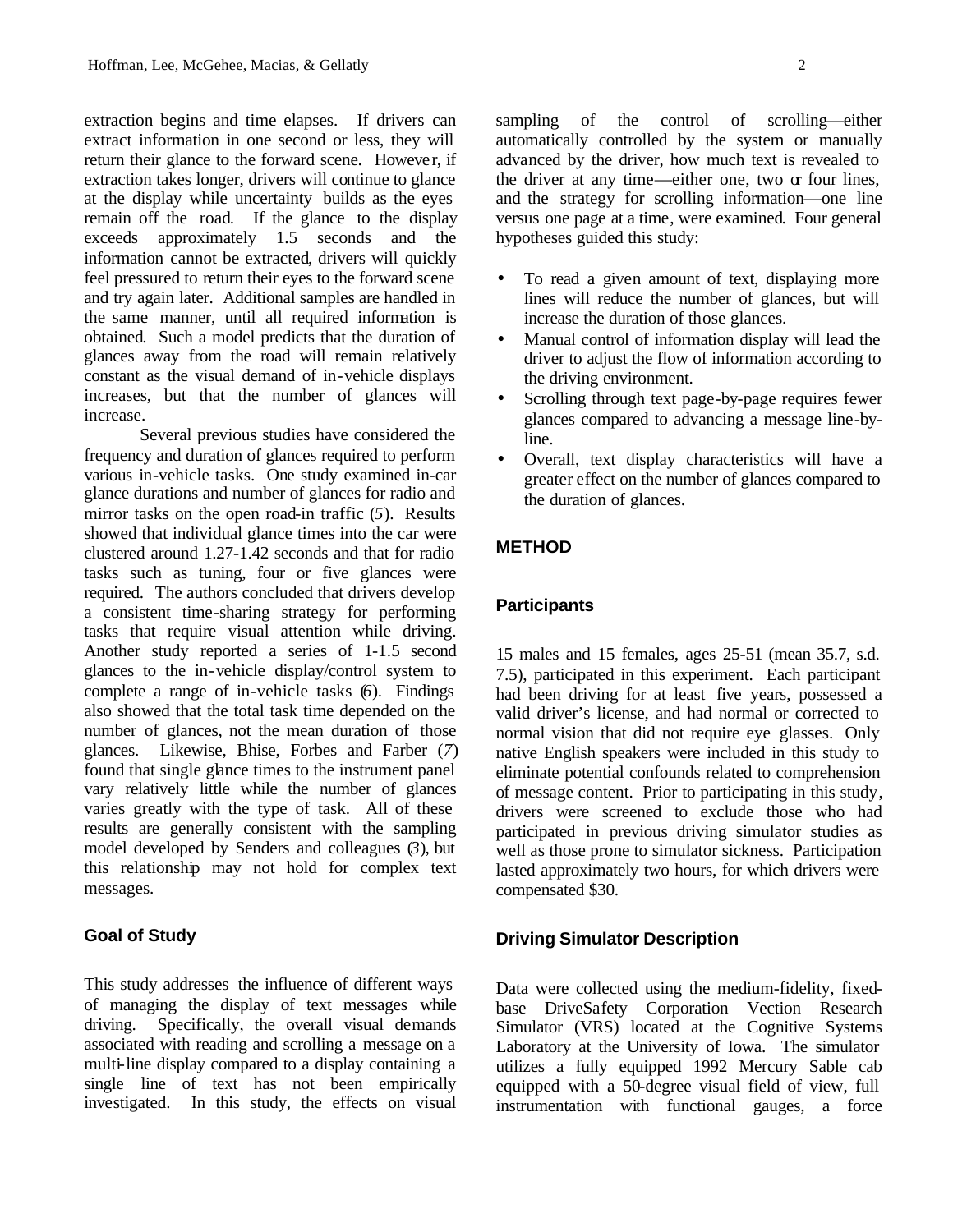extraction begins and time elapses. If drivers can extract information in one second or less, they will return their glance to the forward scene. However, if extraction takes longer, drivers will continue to glance at the display while uncertainty builds as the eyes remain off the road. If the glance to the display exceeds approximately 1.5 seconds and the information cannot be extracted, drivers will quickly feel pressured to return their eyes to the forward scene and try again later. Additional samples are handled in the same manner, until all required information is obtained. Such a model predicts that the duration of glances away from the road will remain relatively constant as the visual demand of in-vehicle displays increases, but that the number of glances will increase.

Several previous studies have considered the frequency and duration of glances required to perform various in-vehicle tasks. One study examined in-car glance durations and number of glances for radio and mirror tasks on the open road-in traffic (*5*). Results showed that individual glance times into the car were clustered around 1.27-1.42 seconds and that for radio tasks such as tuning, four or five glances were required. The authors concluded that drivers develop a consistent time-sharing strategy for performing tasks that require visual attention while driving. Another study reported a series of 1-1.5 second glances to the in-vehicle display/control system to complete a range of in-vehicle tasks (*6*). Findings also showed that the total task time depended on the number of glances, not the mean duration of those glances. Likewise, Bhise, Forbes and Farber (*7*) found that single glance times to the instrument panel vary relatively little while the number of glances varies greatly with the type of task. All of these results are generally consistent with the sampling model developed by Senders and colleagues (*3*), but this relationship may not hold for complex text messages.

## Goal of Study

This study addresses the influence of different ways of managing the display of text messages while driving. Specifically, the overall visual demands associated with reading and scrolling a message on a multi-line display compared to a display containing a single line of text has not been empirically investigated. In this study, the effects on visual sampling of the control of scrolling—either automatically controlled by the system or manually advanced by the driver, how much text is revealed to the driver at any time—either one, two or four lines, and the strategy for scrolling information—one line versus one page at a time, were examined. Four general hypotheses guided this study:

- To read a given amount of text, displaying more lines will reduce the number of glances, but will increase the duration of those glances.
- Manual control of information display will lead the driver to adjust the flow of information according to the driving environment.
- Scrolling through text page-by-page requires fewer glances compared to advancing a message line-by-line.
- Overall, text display characteristics will have a greater effect on the number of glances compared to the duration of glances.

## METHOD

### Participants

15 males and 15 females, ages 25-51 (mean 35.7, s.d. 7.5), participated in this experiment. Each participant had been driving for at least five years, possessed a valid driver's license, and had normal or corrected to normal vision that did not require eye glasses. Only native English speakers were included in this study to eliminate potential confounds related to comprehension of message content. Prior to participating in this study, drivers were screened to exclude those who had participated in previous driving simulator studies as well as those prone to simulator sickness. Participation lasted approximately two hours, for which drivers were compensated $30.

### Driving Simulator Description

Data were collected using the medium-fidelity, fixed-base DriveSafety Corporation Vection Research Simulator (VRS) located at the Cognitive Systems Laboratory at the University of Iowa. The simulator utilizes a fully equipped 1992 Mercury Sable cab equipped with a 50-degree visual field of view, full instrumentation with functional gauges, a force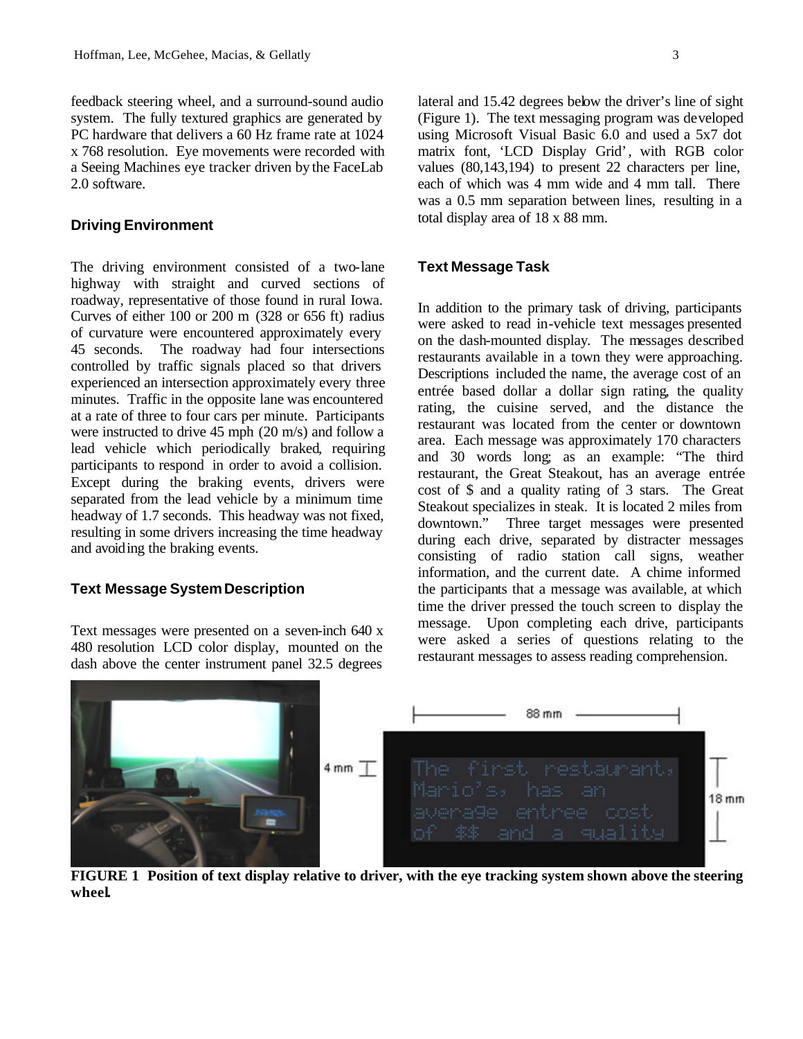feedback steering wheel, and a surround-sound audio system. The fully textured graphics are generated by PC hardware that delivers a 60 Hz frame rate at 1024 x 768 resolution. Eye movements were recorded with a Seeing Machines eye tracker driven by the FaceLab 2.0 software.

### Driving Environment

The driving environment consisted of a two-lane highway with straight and curved sections of roadway, representative of those found in rural Iowa. Curves of either 100 or 200 m (328 or 656 ft) radius of curvature were encountered approximately every 45 seconds. The roadway had four intersections controlled by traffic signals placed so that drivers experienced an intersection approximately every three minutes. Traffic in the opposite lane was encountered at a rate of three to four cars per minute. Participants were instructed to drive 45 mph (20 m/s) and follow a lead vehicle which periodically braked, requiring participants to respond in order to avoid a collision. Except during the braking events, drivers were separated from the lead vehicle by a minimum time headway of 1.7 seconds. This headway was not fixed, resulting in some drivers increasing the time headway and avoiding the braking events.

### Text Message System Description

Text messages were presented on a seven-inch 640 x 480 resolution LCD color display, mounted on the dash above the center instrument panel 32.5 degrees lateral and 15.42 degrees below the driver's line of sight (Figure 1). The text messaging program was developed using Microsoft Visual Basic 6.0 and used a 5x7 dot matrix font, 'LCD Display Grid', with RGB color values (80,143,194) to present 22 characters per line, each of which was 4 mm wide and 4 mm tall. There was a 0.5 mm separation between lines, resulting in a total display area of 18 x 88 mm.

### Text Message Task

In addition to the primary task of driving, participants were asked to read in-vehicle text messages presented on the dash-mounted display. The messages described restaurants available in a town they were approaching. Descriptions included the name, the average cost of an entrée based dollar a dollar sign rating, the quality rating, the cuisine served, and the distance the restaurant was located from the center or downtown area. Each message was approximately 170 characters and 30 words long; as an example: "The third restaurant, the Great Steakout, has an average entrée cost of $ and a quality rating of 3 stars. The Great Steakout specializes in steak. It is located 2 miles from downtown." Three target messages were presented during each drive, separated by distracter messages consisting of radio station call signs, weather information, and the current date. A chime informed the participants that a message was available, at which time the driver pressed the touch screen to display the message. Upon completing each drive, participants were asked a series of questions relating to the restaurant messages to assess reading comprehension.

**FIGURE 1 Position of text display relative to driver, with the eye tracking system shown above the steering wheel.**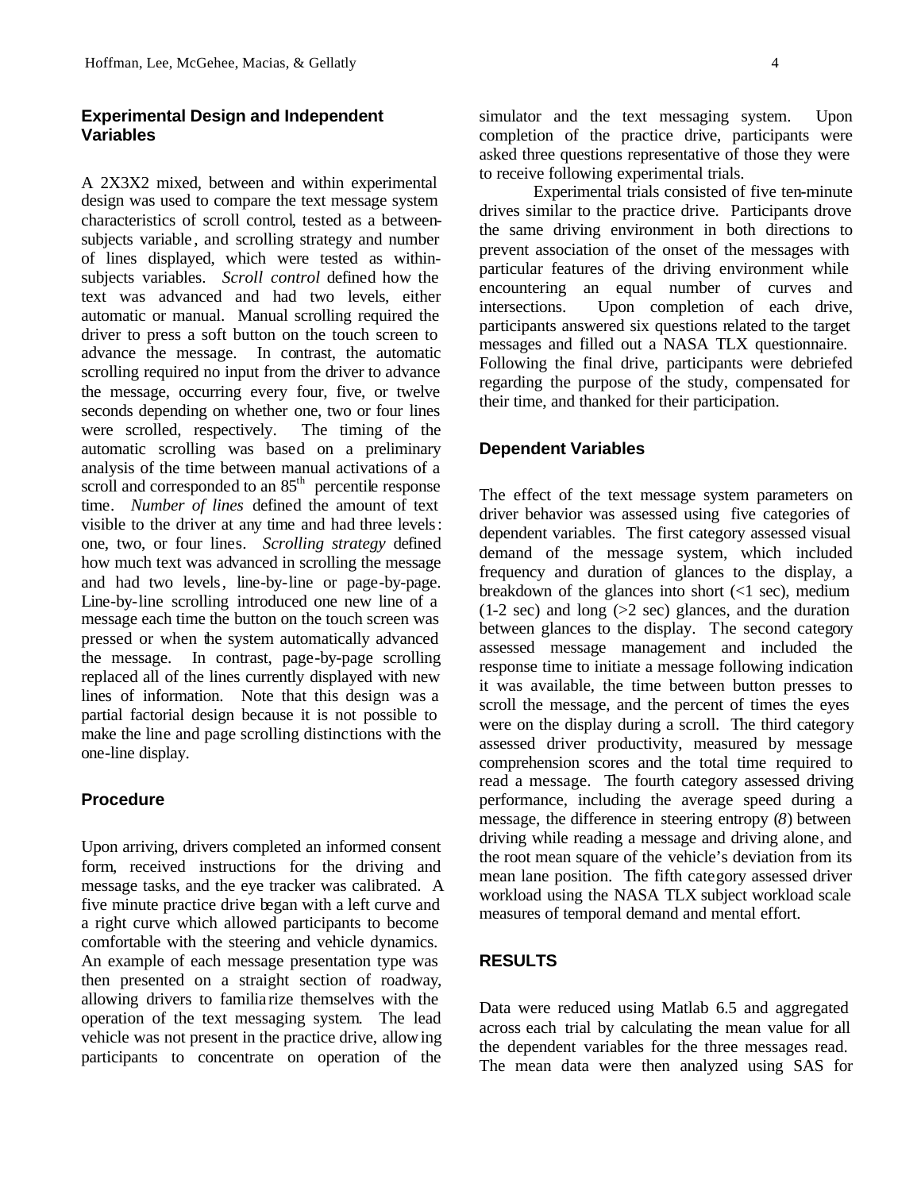### Experimental Design and Independent Variables

A 2X3X2 mixed, between and within experimental design was used to compare the text message system characteristics of scroll control, tested as a between-subjects variable, and scrolling strategy and number of lines displayed, which were tested as within-subjects variables. *Scroll control* defined how the text was advanced and had two levels, either automatic or manual. Manual scrolling required the driver to press a soft button on the touch screen to advance the message. In contrast, the automatic scrolling required no input from the driver to advance the message, occurring every four, five, or twelve seconds depending on whether one, two or four lines were scrolled, respectively. The timing of the automatic scrolling was based on a preliminary analysis of the time between manual activations of a scroll and corresponded to an 85$^{th}$ percentile response time. *Number of lines* defined the amount of text visible to the driver at any time and had three levels: one, two, or four lines. *Scrolling strategy* defined how much text was advanced in scrolling the message and had two levels, line-by-line or page-by-page. Line-by-line scrolling introduced one new line of a message each time the button on the touch screen was pressed or when the system automatically advanced the message. In contrast, page-by-page scrolling replaced all of the lines currently displayed with new lines of information. Note that this design was a partial factorial design because it is not possible to make the line and page scrolling distinctions with the one-line display.

### Procedure

Upon arriving, drivers completed an informed consent form, received instructions for the driving and message tasks, and the eye tracker was calibrated. A five minute practice drive began with a left curve and a right curve which allowed participants to become comfortable with the steering and vehicle dynamics. An example of each message presentation type was then presented on a straight section of roadway, allowing drivers to familiarize themselves with the operation of the text messaging system. The lead vehicle was not present in the practice drive, allowing participants to concentrate on operation of the simulator and the text messaging system. Upon completion of the practice drive, participants were asked three questions representative of those they were to receive following experimental trials.

Experimental trials consisted of five ten-minute drives similar to the practice drive. Participants drove the same driving environment in both directions to prevent association of the onset of the messages with particular features of the driving environment while encountering an equal number of curves and intersections. Upon completion of each drive, participants answered six questions related to the target messages and filled out a NASA TLX questionnaire. Following the final drive, participants were debriefed regarding the purpose of the study, compensated for their time, and thanked for their participation.

### Dependent Variables

The effect of the text message system parameters on driver behavior was assessed using five categories of dependent variables. The first category assessed visual demand of the message system, which included frequency and duration of glances to the display, a breakdown of the glances into short (<1 sec), medium (1-2 sec) and long (>2 sec) glances, and the duration between glances to the display. The second category assessed message management and included the response time to initiate a message following indication it was available, the time between button presses to scroll the message, and the percent of times the eyes were on the display during a scroll. The third category assessed driver productivity, measured by message comprehension scores and the total time required to read a message. The fourth category assessed driving performance, including the average speed during a message, the difference in steering entropy (*8*) between driving while reading a message and driving alone, and the root mean square of the vehicle's deviation from its mean lane position. The fifth category assessed driver workload using the NASA TLX subject workload scale measures of temporal demand and mental effort.

## RESULTS

Data were reduced using Matlab 6.5 and aggregated across each trial by calculating the mean value for all the dependent variables for the three messages read. The mean data were then analyzed using SAS for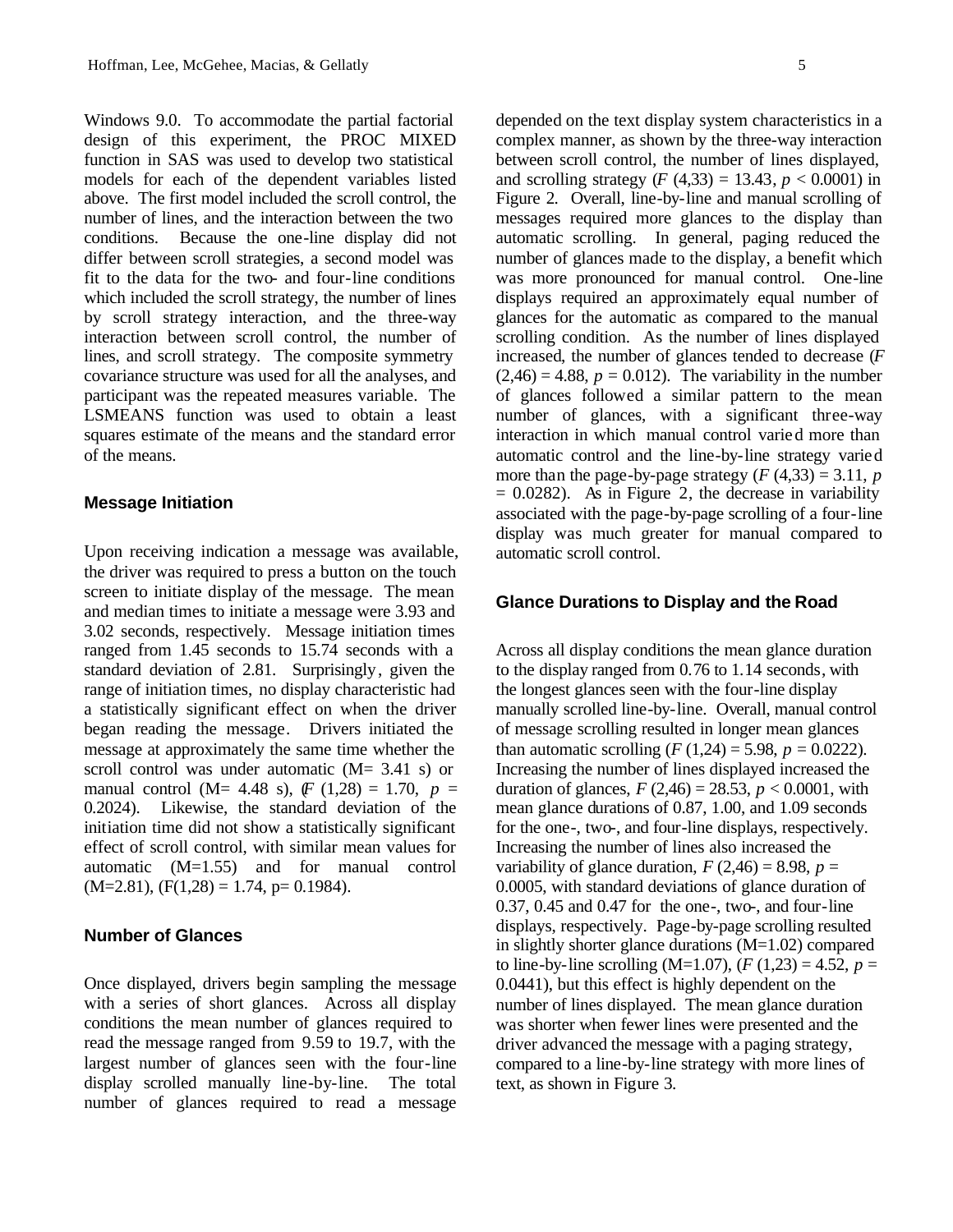Windows 9.0. To accommodate the partial factorial design of this experiment, the PROC MIXED function in SAS was used to develop two statistical models for each of the dependent variables listed above. The first model included the scroll control, the number of lines, and the interaction between the two conditions. Because the one-line display did not differ between scroll strategies, a second model was fit to the data for the two- and four-line conditions which included the scroll strategy, the number of lines by scroll strategy interaction, and the three-way interaction between scroll control, the number of lines, and scroll strategy. The composite symmetry covariance structure was used for all the analyses, and participant was the repeated measures variable. The LSMEANS function was used to obtain a least squares estimate of the means and the standard error of the means.

### Message Initiation

Upon receiving indication a message was available, the driver was required to press a button on the touch screen to initiate display of the message. The mean and median times to initiate a message were 3.93 and 3.02 seconds, respectively. Message initiation times ranged from 1.45 seconds to 15.74 seconds with a standard deviation of 2.81. Surprisingly, given the range of initiation times, no display characteristic had a statistically significant effect on when the driver began reading the message. Drivers initiated the message at approximately the same time whether the scroll control was under automatic (M= 3.41 s) or manual control (M= 4.48 s), ($F$ (1,28) = 1.70, $p$ = 0.2024). Likewise, the standard deviation of the initiation time did not show a statistically significant effect of scroll control, with similar mean values for automatic (M=1.55) and for manual control (M=2.81), (F(1,28) = 1.74, p= 0.1984).

### Number of Glances

Once displayed, drivers begin sampling the message with a series of short glances. Across all display conditions the mean number of glances required to read the message ranged from 9.59 to 19.7, with the largest number of glances seen with the four-line display scrolled manually line-by-line. The total number of glances required to read a message depended on the text display system characteristics in a complex manner, as shown by the three-way interaction between scroll control, the number of lines displayed, and scrolling strategy ($F$ (4,33) = 13.43, $p < 0.0001$) in Figure 2. Overall, line-by-line and manual scrolling of messages required more glances to the display than automatic scrolling. In general, paging reduced the number of glances made to the display, a benefit which was more pronounced for manual control. One-line displays required an approximately equal number of glances for the automatic as compared to the manual scrolling condition. As the number of lines displayed increased, the number of glances tended to decrease ($F$ (2,46) = 4.88, $p$ = 0.012). The variability in the number of glances followed a similar pattern to the mean number of glances, with a significant three-way interaction in which manual control varied more than automatic control and the line-by-line strategy varied more than the page-by-page strategy ($F$ (4,33) = 3.11, $p$ = 0.0282). As in Figure 2, the decrease in variability associated with the page-by-page scrolling of a four-line display was much greater for manual compared to automatic scroll control.

### Glance Durations to Display and the Road

Across all display conditions the mean glance duration to the display ranged from 0.76 to 1.14 seconds, with the longest glances seen with the four-line display manually scrolled line-by-line. Overall, manual control of message scrolling resulted in longer mean glances than automatic scrolling ($F$ (1,24) = 5.98, $p$ = 0.0222). Increasing the number of lines displayed increased the duration of glances, $F$ (2,46) = 28.53, $p < 0.0001$, with mean glance durations of 0.87, 1.00, and 1.09 seconds for the one-, two-, and four-line displays, respectively. Increasing the number of lines also increased the variability of glance duration, $F$ (2,46) = 8.98, $p$ = 0.0005, with standard deviations of glance duration of 0.37, 0.45 and 0.47 for the one-, two-, and four-line displays, respectively. Page-by-page scrolling resulted in slightly shorter glance durations (M=1.02) compared to line-by-line scrolling (M=1.07), ($F$ (1,23) = 4.52, $p$ = 0.0441), but this effect is highly dependent on the number of lines displayed. The mean glance duration was shorter when fewer lines were presented and the driver advanced the message with a paging strategy, compared to a line-by-line strategy with more lines of text, as shown in Figure 3.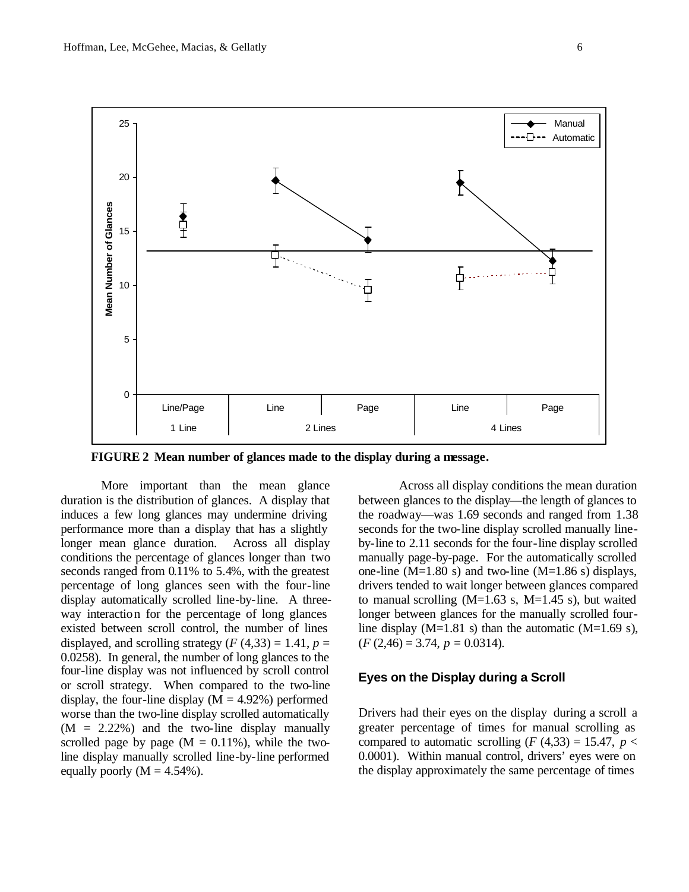**FIGURE 2 Mean number of glances made to the display during a message.**

More important than the mean glance duration is the distribution of glances. A display that induces a few long glances may undermine driving performance more than a display that has a slightly longer mean glance duration. Across all display conditions the percentage of glances longer than two seconds ranged from 0.11% to 5.4%, with the greatest percentage of long glances seen with the four-line display automatically scrolled line-by-line. A three-way interaction for the percentage of long glances existed between scroll control, the number of lines displayed, and scrolling strategy ($F\ (4,33) = 1.41$, $p = 0.0258$). In general, the number of long glances to the four-line display was not influenced by scroll control or scroll strategy. When compared to the two-line display, the four-line display (M = 4.92%) performed worse than the two-line display scrolled automatically (M = 2.22%) and the two-line display manually scrolled page by page (M = 0.11%), while the two-line display manually scrolled line-by-line performed equally poorly (M = 4.54%).

Across all display conditions the mean duration between glances to the display—the length of glances to the roadway—was 1.69 seconds and ranged from 1.38 seconds for the two-line display scrolled manually line-by-line to 2.11 seconds for the four-line display scrolled manually page-by-page. For the automatically scrolled one-line (M=1.80 s) and two-line (M=1.86 s) displays, drivers tended to wait longer between glances compared to manual scrolling (M=1.63 s, M=1.45 s), but waited longer between glances for the manually scrolled four-line display (M=1.81 s) than the automatic (M=1.69 s), ($F\ (2,46) = 3.74$, $p = 0.0314$).

### Eyes on the Display during a Scroll

Drivers had their eyes on the display during a scroll a greater percentage of times for manual scrolling as compared to automatic scrolling ($F\ (4,33) = 15.47$, $p < 0.0001$). Within manual control, drivers' eyes were on the display approximately the same percentage of times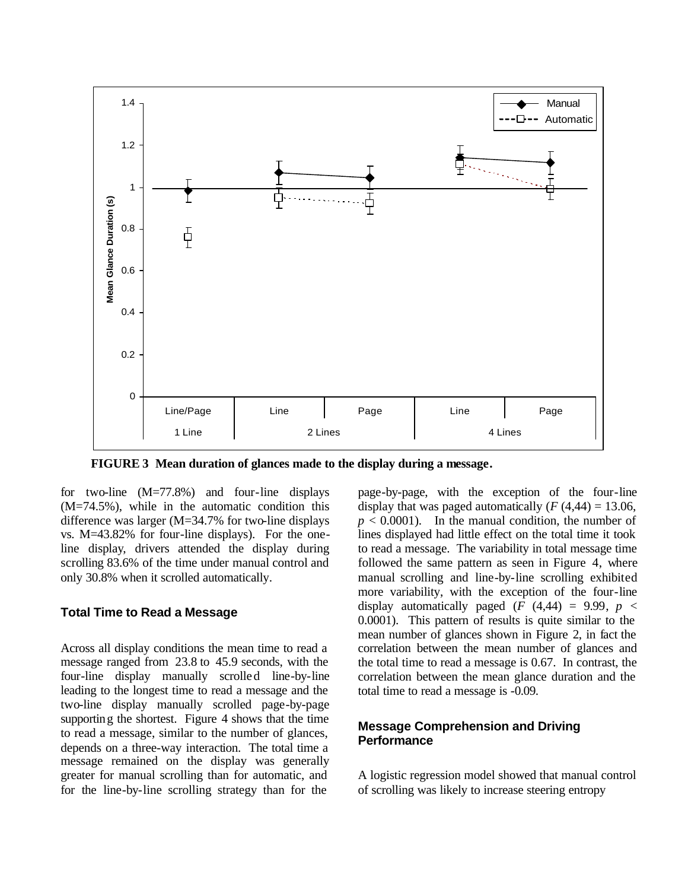**FIGURE 3 Mean duration of glances made to the display during a message.**

for two-line (M=77.8%) and four-line displays (M=74.5%), while in the automatic condition this difference was larger (M=34.7% for two-line displays vs. M=43.82% for four-line displays). For the one-line display, drivers attended the display during scrolling 83.6% of the time under manual control and only 30.8% when it scrolled automatically.

### Total Time to Read a Message

Across all display conditions the mean time to read a message ranged from 23.8 to 45.9 seconds, with the four-line display manually scrolled line-by-line leading to the longest time to read a message and the two-line display manually scrolled page-by-page supporting the shortest. Figure 4 shows that the time to read a message, similar to the number of glances, depends on a three-way interaction. The total time a message remained on the display was generally greater for manual scrolling than for automatic, and for the line-by-line scrolling strategy than for the page-by-page, with the exception of the four-line display that was paged automatically ($F\,(4{,}44) = 13.06$, $p < 0.0001$). In the manual condition, the number of lines displayed had little effect on the total time it took to read a message. The variability in total message time followed the same pattern as seen in Figure 4, where manual scrolling and line-by-line scrolling exhibited more variability, with the exception of the four-line display automatically paged ($F\,(4{,}44) = 9.99$, $p < 0.0001$). This pattern of results is quite similar to the mean number of glances shown in Figure 2, in fact the correlation between the mean number of glances and the total time to read a message is 0.67. In contrast, the correlation between the mean glance duration and the total time to read a message is -0.09.

### Message Comprehension and Driving Performance

A logistic regression model showed that manual control of scrolling was likely to increase steering entropy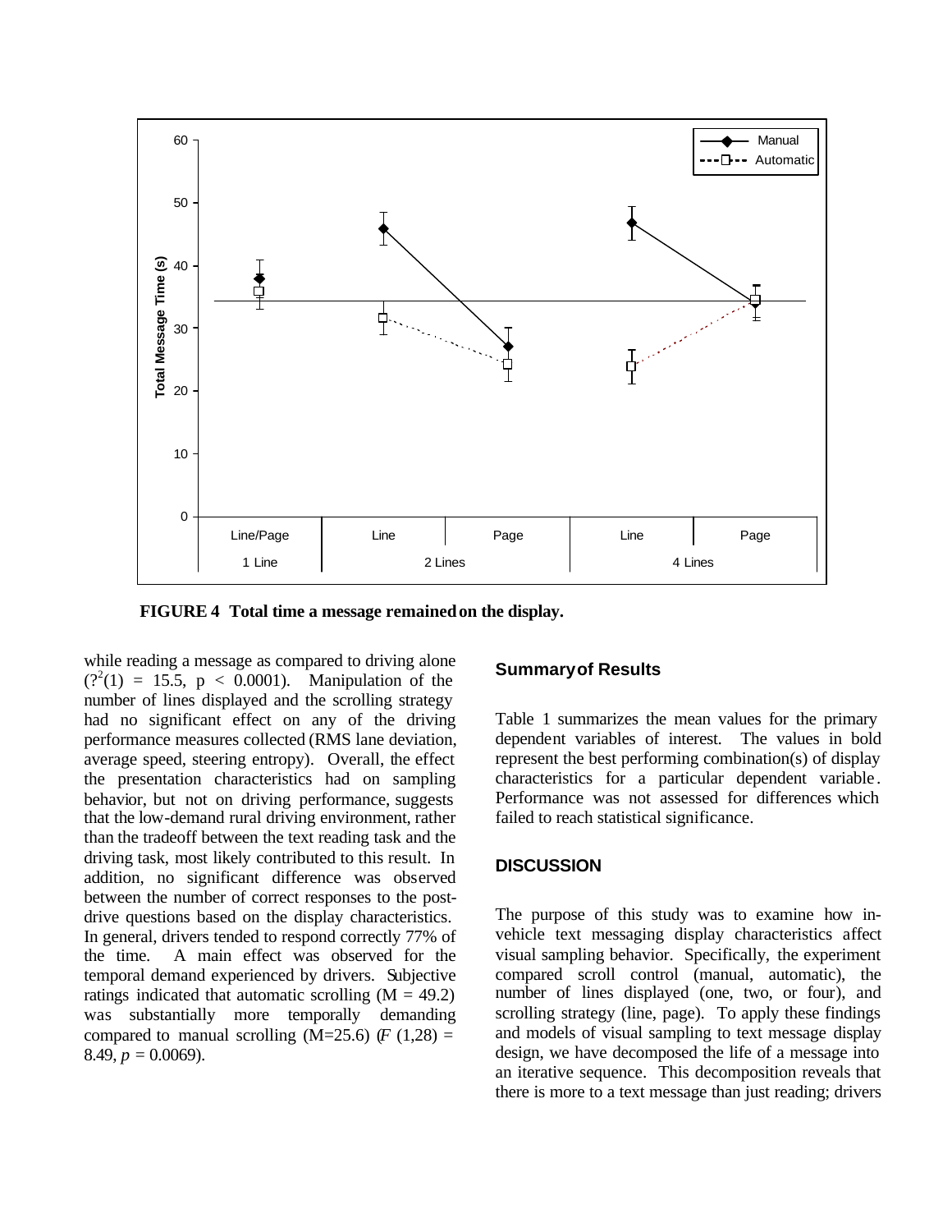**FIGURE 4 Total time a message remained on the display.**

while reading a message as compared to driving alone ($?^2(1) = 15.5$, $p < 0.0001$). Manipulation of the number of lines displayed and the scrolling strategy had no significant effect on any of the driving performance measures collected (RMS lane deviation, average speed, steering entropy). Overall, the effect the presentation characteristics had on sampling behavior, but not on driving performance, suggests that the low-demand rural driving environment, rather than the tradeoff between the text reading task and the driving task, most likely contributed to this result. In addition, no significant difference was observed between the number of correct responses to the post-drive questions based on the display characteristics. In general, drivers tended to respond correctly 77% of the time. A main effect was observed for the temporal demand experienced by drivers. Subjective ratings indicated that automatic scrolling (M = 49.2) was substantially more temporally demanding compared to manual scrolling (M=25.6) ($F(1,28) = 8.49$, $p = 0.0069$).

## Summary of Results

Table 1 summarizes the mean values for the primary dependent variables of interest. The values in bold represent the best performing combination(s) of display characteristics for a particular dependent variable. Performance was not assessed for differences which failed to reach statistical significance.

## DISCUSSION

The purpose of this study was to examine how in-vehicle text messaging display characteristics affect visual sampling behavior. Specifically, the experiment compared scroll control (manual, automatic), the number of lines displayed (one, two, or four), and scrolling strategy (line, page). To apply these findings and models of visual sampling to text message display design, we have decomposed the life of a message into an iterative sequence. This decomposition reveals that there is more to a text message than just reading; drivers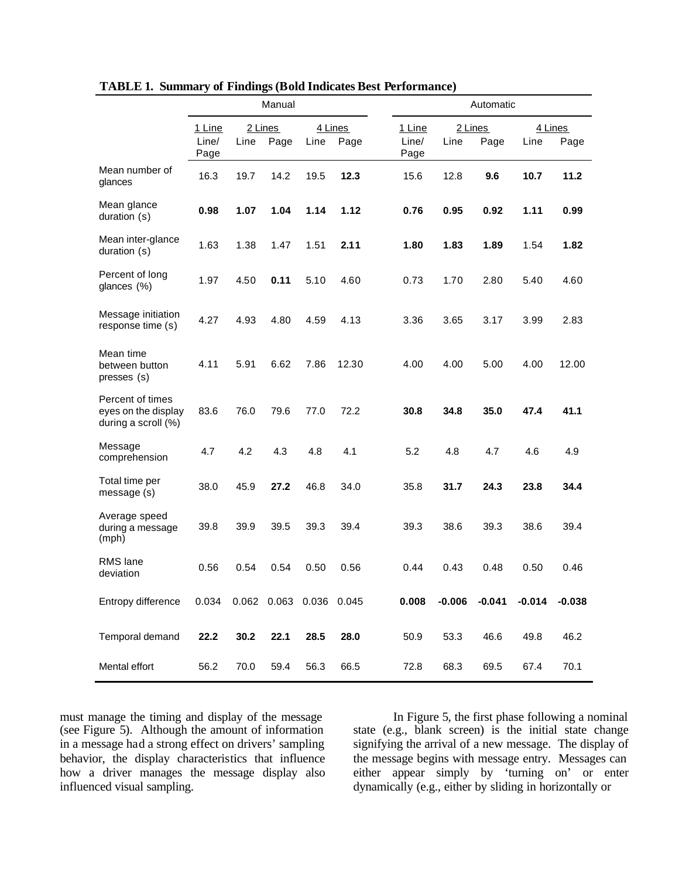**TABLE 1. Summary of Findings (Bold Indicates Best Performance)**

| | Manual | | | | | Automatic | | | | |
|---|---|---|---|---|---|---|---|---|---|---|
| | 1 Line | 2 Lines | | 4 Lines | | 1 Line | 2 Lines | | 4 Lines | |
| | Line/ Page | Line | Page | Line | Page | Line/ Page | Line | Page | Line | Page |
| Mean number of glances | 16.3 | 19.7 | 14.2 | 19.5 | **12.3** | 15.6 | 12.8 | **9.6** | **10.7** | **11.2** |
| Mean glance duration (s) | **0.98** | **1.07** | **1.04** | **1.14** | **1.12** | **0.76** | **0.95** | **0.92** | **1.11** | **0.99** |
| Mean inter-glance duration (s) | 1.63 | 1.38 | 1.47 | 1.51 | **2.11** | **1.80** | **1.83** | **1.89** | 1.54 | **1.82** |
| Percent of long glances (%) | 1.97 | 4.50 | **0.11** | 5.10 | 4.60 | 0.73 | 1.70 | 2.80 | 5.40 | 4.60 |
| Message initiation response time (s) | 4.27 | 4.93 | 4.80 | 4.59 | 4.13 | 3.36 | 3.65 | 3.17 | 3.99 | 2.83 |
| Mean time between button presses (s) | 4.11 | 5.91 | 6.62 | 7.86 | 12.30 | 4.00 | 4.00 | 5.00 | 4.00 | 12.00 |
| Percent of times eyes on the display during a scroll (%) | 83.6 | 76.0 | 79.6 | 77.0 | 72.2 | **30.8** | **34.8** | **35.0** | **47.4** | **41.1** |
| Message comprehension | 4.7 | 4.2 | 4.3 | 4.8 | 4.1 | 5.2 | 4.8 | 4.7 | 4.6 | 4.9 |
| Total time per message (s) | 38.0 | 45.9 | **27.2** | 46.8 | 34.0 | 35.8 | **31.7** | **24.3** | **23.8** | **34.4** |
| Average speed during a message (mph) | 39.8 | 39.9 | 39.5 | 39.3 | 39.4 | 39.3 | 38.6 | 39.3 | 38.6 | 39.4 |
| RMS lane deviation | 0.56 | 0.54 | 0.54 | 0.50 | 0.56 | 0.44 | 0.43 | 0.48 | 0.50 | 0.46 |
| Entropy difference | 0.034 | 0.062 | 0.063 | 0.036 | 0.045 | **0.008** | **-0.006** | **-0.041** | **-0.014** | **-0.038** |
| Temporal demand | **22.2** | **30.2** | **22.1** | **28.5** | **28.0** | 50.9 | 53.3 | 46.6 | 49.8 | 46.2 |
| Mental effort | 56.2 | 70.0 | 59.4 | 56.3 | 66.5 | 72.8 | 68.3 | 69.5 | 67.4 | 70.1 |

must manage the timing and display of the message (see Figure 5). Although the amount of information in a message had a strong effect on drivers' sampling behavior, the display characteristics that influence how a driver manages the message display also influenced visual sampling.

In Figure 5, the first phase following a nominal state (e.g., blank screen) is the initial state change signifying the arrival of a new message. The display of the message begins with message entry. Messages can either appear simply by 'turning on' or enter dynamically (e.g., either by sliding in horizontally or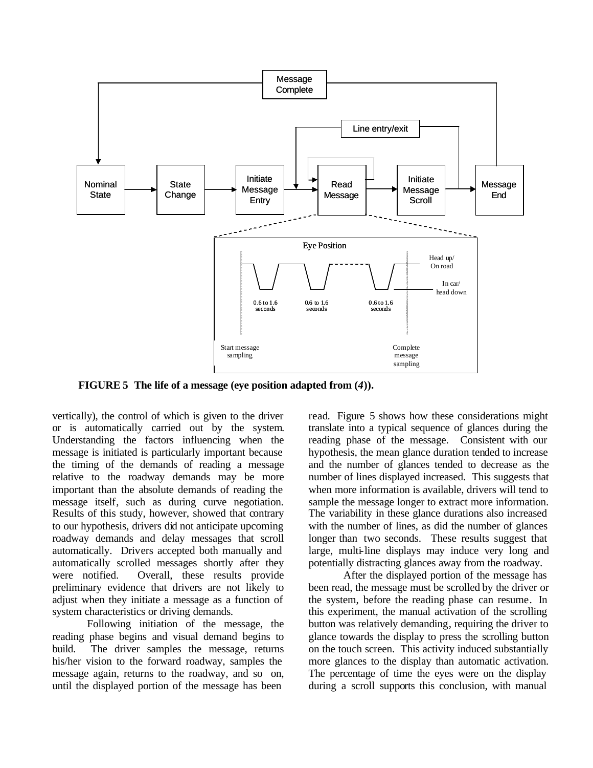FIGURE 5 The life of a message (eye position adapted from (*4*)).

vertically), the control of which is given to the driver or is automatically carried out by the system. Understanding the factors influencing when the message is initiated is particularly important because the timing of the demands of reading a message relative to the roadway demands may be more important than the absolute demands of reading the message itself, such as during curve negotiation. Results of this study, however, showed that contrary to our hypothesis, drivers did not anticipate upcoming roadway demands and delay messages that scroll automatically. Drivers accepted both manually and automatically scrolled messages shortly after they were notified. Overall, these results provide preliminary evidence that drivers are not likely to adjust when they initiate a message as a function of system characteristics or driving demands.

Following initiation of the message, the reading phase begins and visual demand begins to build. The driver samples the message, returns his/her vision to the forward roadway, samples the message again, returns to the roadway, and so on, until the displayed portion of the message has been read. Figure 5 shows how these considerations might translate into a typical sequence of glances during the reading phase of the message. Consistent with our hypothesis, the mean glance duration tended to increase and the number of glances tended to decrease as the number of lines displayed increased. This suggests that when more information is available, drivers will tend to sample the message longer to extract more information. The variability in these glance durations also increased with the number of lines, as did the number of glances longer than two seconds. These results suggest that large, multi-line displays may induce very long and potentially distracting glances away from the roadway.

After the displayed portion of the message has been read, the message must be scrolled by the driver or the system, before the reading phase can resume. In this experiment, the manual activation of the scrolling button was relatively demanding, requiring the driver to glance towards the display to press the scrolling button on the touch screen. This activity induced substantially more glances to the display than automatic activation. The percentage of time the eyes were on the display during a scroll supports this conclusion, with manual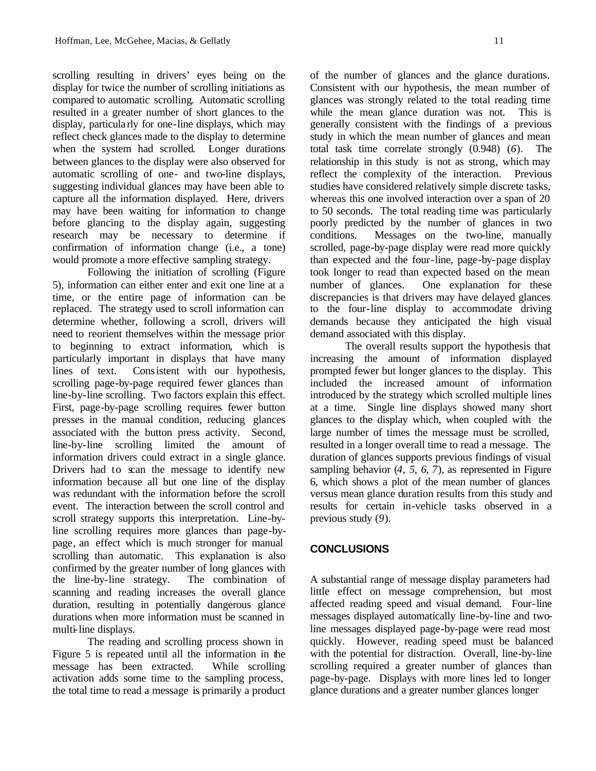scrolling resulting in drivers' eyes being on the display for twice the number of scrolling initiations as compared to automatic scrolling. Automatic scrolling resulted in a greater number of short glances to the display, particularly for one-line displays, which may reflect check glances made to the display to determine when the system had scrolled. Longer durations between glances to the display were also observed for automatic scrolling of one- and two-line displays, suggesting individual glances may have been able to capture all the information displayed. Here, drivers may have been waiting for information to change before glancing to the display again, suggesting research may be necessary to determine if confirmation of information change (i.e., a tone) would promote a more effective sampling strategy.

Following the initiation of scrolling (Figure 5), information can either enter and exit one line at a time, or the entire page of information can be replaced. The strategy used to scroll information can determine whether, following a scroll, drivers will need to reorient themselves within the message prior to beginning to extract information, which is particularly important in displays that have many lines of text. Consistent with our hypothesis, scrolling page-by-page required fewer glances than line-by-line scrolling. Two factors explain this effect. First, page-by-page scrolling requires fewer button presses in the manual condition, reducing glances associated with the button press activity. Second, line-by-line scrolling limited the amount of information drivers could extract in a single glance. Drivers had to scan the message to identify new information because all but one line of the display was redundant with the information before the scroll event. The interaction between the scroll control and scroll strategy supports this interpretation. Line-by-line scrolling requires more glances than page-by-page, an effect which is much stronger for manual scrolling than automatic. This explanation is also confirmed by the greater number of long glances with the line-by-line strategy. The combination of scanning and reading increases the overall glance duration, resulting in potentially dangerous glance durations when more information must be scanned in multi-line displays.

The reading and scrolling process shown in Figure 5 is repeated until all the information in the message has been extracted. While scrolling activation adds some time to the sampling process, the total time to read a message is primarily a product of the number of glances and the glance durations. Consistent with our hypothesis, the mean number of glances was strongly related to the total reading time while the mean glance duration was not. This is generally consistent with the findings of a previous study in which the mean number of glances and mean total task time correlate strongly (0.948) (*6*). The relationship in this study is not as strong, which may reflect the complexity of the interaction. Previous studies have considered relatively simple discrete tasks, whereas this one involved interaction over a span of 20 to 50 seconds. The total reading time was particularly poorly predicted by the number of glances in two conditions. Messages on the two-line, manually scrolled, page-by-page display were read more quickly than expected and the four-line, page-by-page display took longer to read than expected based on the mean number of glances. One explanation for these discrepancies is that drivers may have delayed glances to the four-line display to accommodate driving demands because they anticipated the high visual demand associated with this display.

The overall results support the hypothesis that increasing the amount of information displayed prompted fewer but longer glances to the display. This included the increased amount of information introduced by the strategy which scrolled multiple lines at a time. Single line displays showed many short glances to the display which, when coupled with the large number of times the message must be scrolled, resulted in a longer overall time to read a message. The duration of glances supports previous findings of visual sampling behavior (*4, 5, 6, 7*), as represented in Figure 6, which shows a plot of the mean number of glances versus mean glance duration results from this study and results for certain in-vehicle tasks observed in a previous study (*9*).

## CONCLUSIONS

A substantial range of message display parameters had little effect on message comprehension, but most affected reading speed and visual demand. Four-line messages displayed automatically line-by-line and two-line messages displayed page-by-page were read most quickly. However, reading speed must be balanced with the potential for distraction. Overall, line-by-line scrolling required a greater number of glances than page-by-page. Displays with more lines led to longer glance durations and a greater number glances longer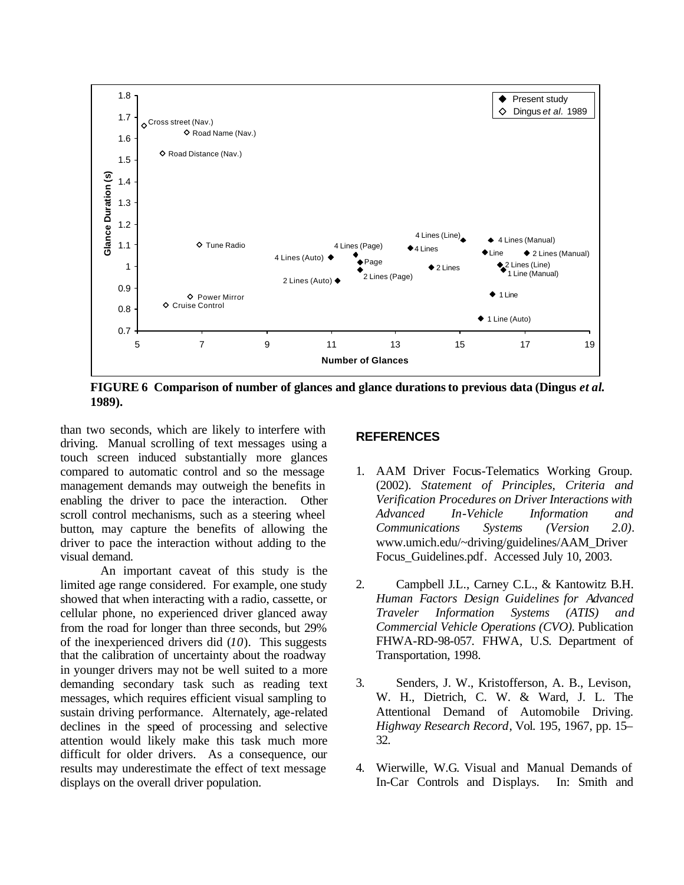FIGURE 6 Comparison of number of glances and glance durations to previous data (Dingus *et al.* 1989).

than two seconds, which are likely to interfere with driving. Manual scrolling of text messages using a touch screen induced substantially more glances compared to automatic control and so the message management demands may outweigh the benefits in enabling the driver to pace the interaction. Other scroll control mechanisms, such as a steering wheel button, may capture the benefits of allowing the driver to pace the interaction without adding to the visual demand.

An important caveat of this study is the limited age range considered. For example, one study showed that when interacting with a radio, cassette, or cellular phone, no experienced driver glanced away from the road for longer than three seconds, but 29% of the inexperienced drivers did (*10*). This suggests that the calibration of uncertainty about the roadway in younger drivers may not be well suited to a more demanding secondary task such as reading text messages, which requires efficient visual sampling to sustain driving performance. Alternately, age-related declines in the speed of processing and selective attention would likely make this task much more difficult for older drivers. As a consequence, our results may underestimate the effect of text message displays on the overall driver population.

## REFERENCES

1. AAM Driver Focus-Telematics Working Group. (2002). *Statement of Principles, Criteria and Verification Procedures on Driver Interactions with Advanced In-Vehicle Information and Communications Systems (Version 2.0)*. www.umich.edu/~driving/guidelines/AAM_Driver Focus_Guidelines.pdf. Accessed July 10, 2003.

2. Campbell J.L., Carney C.L., & Kantowitz B.H. *Human Factors Design Guidelines for Advanced Traveler Information Systems (ATIS) and Commercial Vehicle Operations (CVO).* Publication FHWA-RD-98-057. FHWA, U.S. Department of Transportation, 1998.

3. Senders, J. W., Kristofferson, A. B., Levison, W. H., Dietrich, C. W. & Ward, J. L. The Attentional Demand of Automobile Driving. *Highway Research Record*, Vol. 195, 1967, pp. 15–32.

4. Wierwille, W.G. Visual and Manual Demands of In-Car Controls and Displays. In: Smith and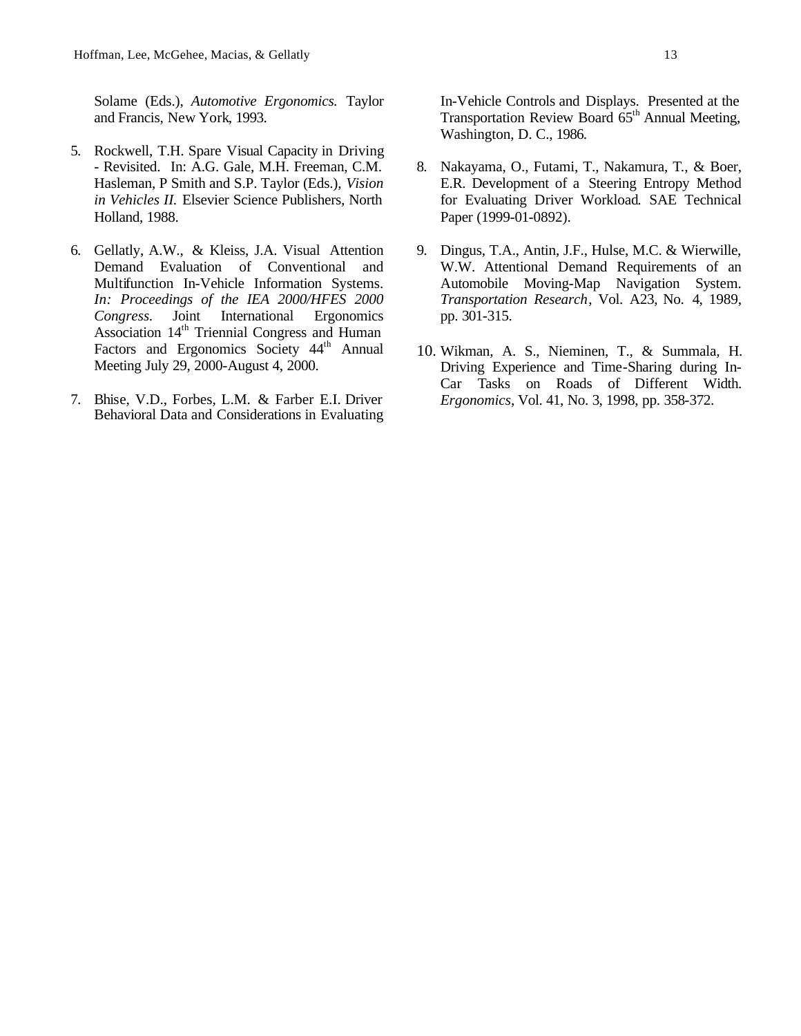Solame (Eds.), *Automotive Ergonomics.* Taylor and Francis, New York, 1993.

5. Rockwell, T.H. Spare Visual Capacity in Driving - Revisited. In: A.G. Gale, M.H. Freeman, C.M. Hasleman, P Smith and S.P. Taylor (Eds.), *Vision in Vehicles II.* Elsevier Science Publishers, North Holland, 1988.

6. Gellatly, A.W., & Kleiss, J.A. Visual Attention Demand Evaluation of Conventional and Multifunction In-Vehicle Information Systems. *In: Proceedings of the IEA 2000/HFES 2000 Congress.* Joint International Ergonomics Association 14th Triennial Congress and Human Factors and Ergonomics Society 44th Annual Meeting July 29, 2000-August 4, 2000.

7. Bhise, V.D., Forbes, L.M. & Farber E.I. Driver Behavioral Data and Considerations in Evaluating In-Vehicle Controls and Displays. Presented at the Transportation Review Board 65th Annual Meeting, Washington, D. C., 1986.

8. Nakayama, O., Futami, T., Nakamura, T., & Boer, E.R. Development of a Steering Entropy Method for Evaluating Driver Workload. SAE Technical Paper (1999-01-0892).

9. Dingus, T.A., Antin, J.F., Hulse, M.C. & Wierwille, W.W. Attentional Demand Requirements of an Automobile Moving-Map Navigation System. *Transportation Research*, Vol. A23, No. 4, 1989, pp. 301-315.

10. Wikman, A. S., Nieminen, T., & Summala, H. Driving Experience and Time-Sharing during In-Car Tasks on Roads of Different Width. *Ergonomics*, Vol. 41, No. 3, 1998, pp. 358-372.